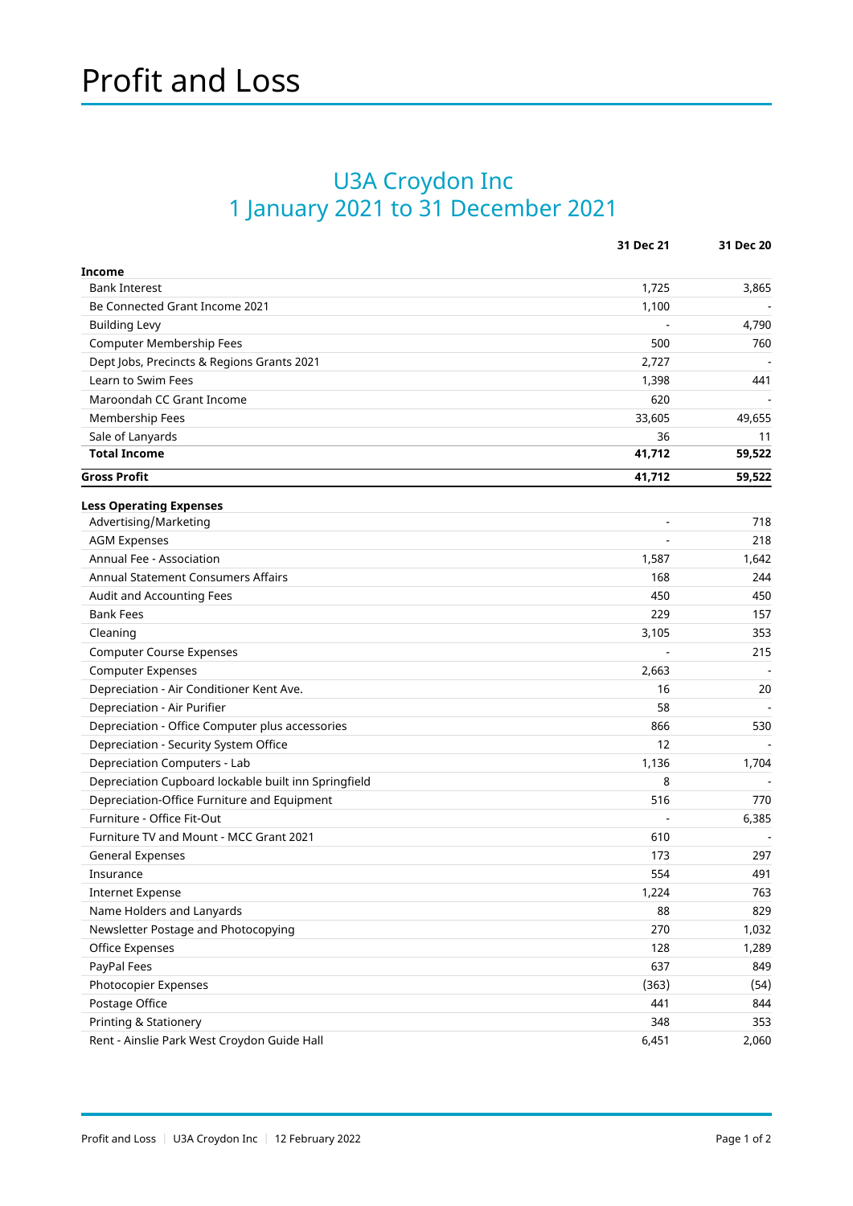# Profit and Loss

## U3A Croydon Inc
## 1 January 2021 to 31 December 2021

| | 31 Dec 21 | 31 Dec 20 |
|---|---|---|
| **Income** | | |
| Bank Interest | 1,725 | 3,865 |
| Be Connected Grant Income 2021 | 1,100 | - |
| Building Levy | - | 4,790 |
| Computer Membership Fees | 500 | 760 |
| Dept Jobs, Precincts & Regions Grants 2021 | 2,727 | - |
| Learn to Swim Fees | 1,398 | 441 |
| Maroondah CC Grant Income | 620 | - |
| Membership Fees | 33,605 | 49,655 |
| Sale of Lanyards | 36 | 11 |
| **Total Income** | **41,712** | **59,522** |
| **Gross Profit** | **41,712** | **59,522** |
| **Less Operating Expenses** | | |
| Advertising/Marketing | - | 718 |
| AGM Expenses | - | 218 |
| Annual Fee - Association | 1,587 | 1,642 |
| Annual Statement Consumers Affairs | 168 | 244 |
| Audit and Accounting Fees | 450 | 450 |
| Bank Fees | 229 | 157 |
| Cleaning | 3,105 | 353 |
| Computer Course Expenses | - | 215 |
| Computer Expenses | 2,663 | - |
| Depreciation - Air Conditioner Kent Ave. | 16 | 20 |
| Depreciation - Air Purifier | 58 | - |
| Depreciation - Office Computer plus accessories | 866 | 530 |
| Depreciation - Security System Office | 12 | - |
| Depreciation Computers - Lab | 1,136 | 1,704 |
| Depreciation Cupboard lockable built inn Springfield | 8 | - |
| Depreciation-Office Furniture and Equipment | 516 | 770 |
| Furniture - Office Fit-Out | - | 6,385 |
| Furniture TV and Mount - MCC Grant 2021 | 610 | - |
| General Expenses | 173 | 297 |
| Insurance | 554 | 491 |
| Internet Expense | 1,224 | 763 |
| Name Holders and Lanyards | 88 | 829 |
| Newsletter Postage and Photocopying | 270 | 1,032 |
| Office Expenses | 128 | 1,289 |
| PayPal Fees | 637 | 849 |
| Photocopier Expenses | (363) | (54) |
| Postage Office | 441 | 844 |
| Printing & Stationery | 348 | 353 |
| Rent - Ainslie Park West Croydon Guide Hall | 6,451 | 2,060 |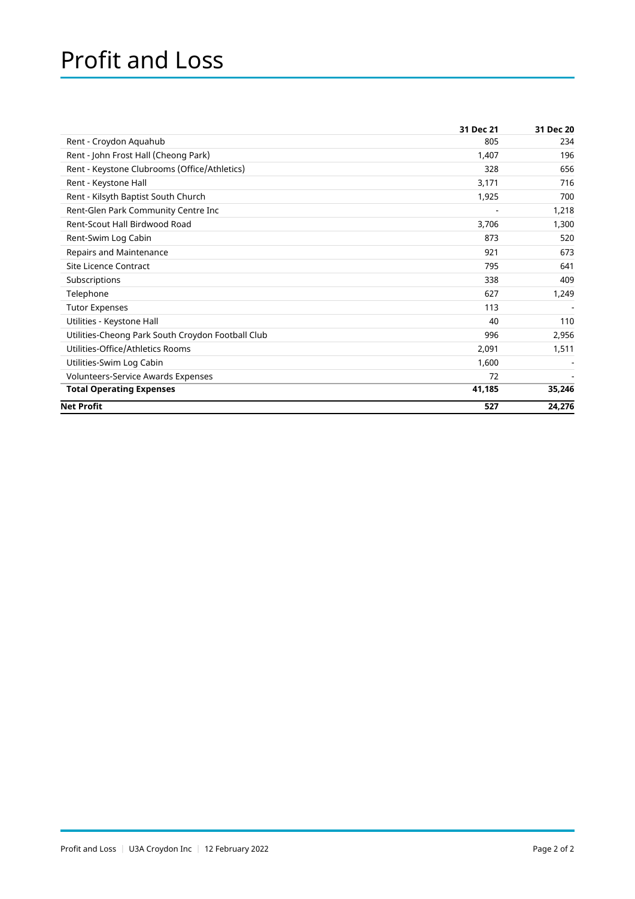# Profit and Loss

| | 31 Dec 21 | 31 Dec 20 |
|---|---|---|
| Rent - Croydon Aquahub | 805 | 234 |
| Rent - John Frost Hall (Cheong Park) | 1,407 | 196 |
| Rent - Keystone Clubrooms (Office/Athletics) | 328 | 656 |
| Rent - Keystone Hall | 3,171 | 716 |
| Rent - Kilsyth Baptist South Church | 1,925 | 700 |
| Rent-Glen Park Community Centre Inc | - | 1,218 |
| Rent-Scout Hall Birdwood Road | 3,706 | 1,300 |
| Rent-Swim Log Cabin | 873 | 520 |
| Repairs and Maintenance | 921 | 673 |
| Site Licence Contract | 795 | 641 |
| Subscriptions | 338 | 409 |
| Telephone | 627 | 1,249 |
| Tutor Expenses | 113 | - |
| Utilities - Keystone Hall | 40 | 110 |
| Utilities-Cheong Park South Croydon Football Club | 996 | 2,956 |
| Utilities-Office/Athletics Rooms | 2,091 | 1,511 |
| Utilities-Swim Log Cabin | 1,600 | - |
| Volunteers-Service Awards Expenses | 72 | - |
| **Total Operating Expenses** | **41,185** | **35,246** |
| **Net Profit** | **527** | **24,276** |